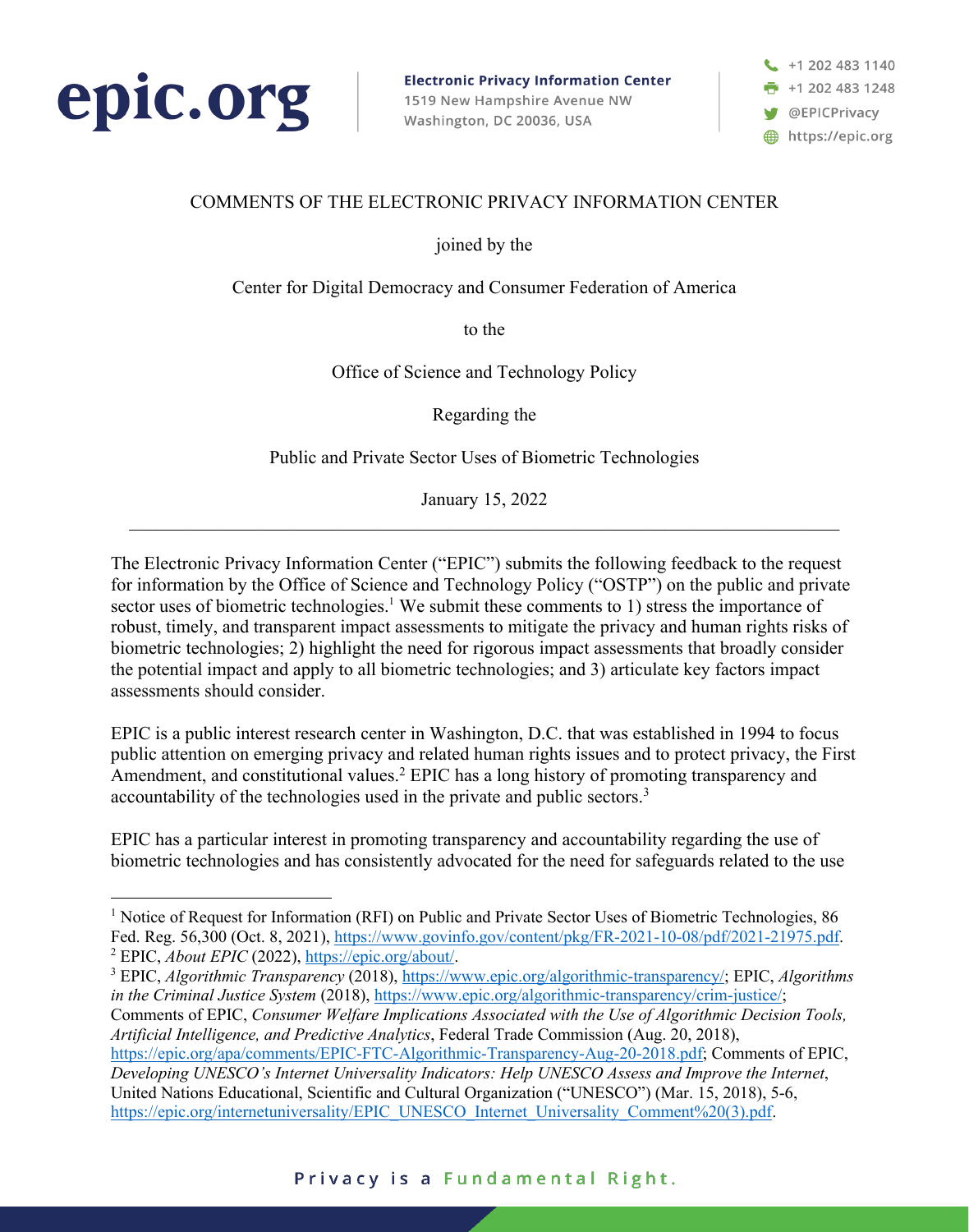epic.org

**Electronic Privacy Information Center**
1519 New Hampshire Avenue NW
Washington, DC 20036, USA

+1 202 483 1140
+1 202 483 1248
@EPICPrivacy
https://epic.org

COMMENTS OF THE ELECTRONIC PRIVACY INFORMATION CENTER

joined by the

Center for Digital Democracy and Consumer Federation of America

to the

Office of Science and Technology Policy

Regarding the

Public and Private Sector Uses of Biometric Technologies

January 15, 2022

---

The Electronic Privacy Information Center ("EPIC") submits the following feedback to the request for information by the Office of Science and Technology Policy ("OSTP") on the public and private sector uses of biometric technologies.[1] We submit these comments to 1) stress the importance of robust, timely, and transparent impact assessments to mitigate the privacy and human rights risks of biometric technologies; 2) highlight the need for rigorous impact assessments that broadly consider the potential impact and apply to all biometric technologies; and 3) articulate key factors impact assessments should consider.

EPIC is a public interest research center in Washington, D.C. that was established in 1994 to focus public attention on emerging privacy and related human rights issues and to protect privacy, the First Amendment, and constitutional values.[2] EPIC has a long history of promoting transparency and accountability of the technologies used in the private and public sectors.[3]

EPIC has a particular interest in promoting transparency and accountability regarding the use of biometric technologies and has consistently advocated for the need for safeguards related to the use

---

[1] Notice of Request for Information (RFI) on Public and Private Sector Uses of Biometric Technologies, 86 Fed. Reg. 56,300 (Oct. 8, 2021), https://www.govinfo.gov/content/pkg/FR-2021-10-08/pdf/2021-21975.pdf.

[2] EPIC, *About EPIC* (2022), https://epic.org/about/.

[3] EPIC, *Algorithmic Transparency* (2018), https://www.epic.org/algorithmic-transparency/; EPIC, *Algorithms in the Criminal Justice System* (2018), https://www.epic.org/algorithmic-transparency/crim-justice/; Comments of EPIC, *Consumer Welfare Implications Associated with the Use of Algorithmic Decision Tools, Artificial Intelligence, and Predictive Analytics*, Federal Trade Commission (Aug. 20, 2018), https://epic.org/apa/comments/EPIC-FTC-Algorithmic-Transparency-Aug-20-2018.pdf; Comments of EPIC, *Developing UNESCO's Internet Universality Indicators: Help UNESCO Assess and Improve the Internet*, United Nations Educational, Scientific and Cultural Organization ("UNESCO") (Mar. 15, 2018), 5-6, https://epic.org/internetuniversality/EPIC_UNESCO_Internet_Universality_Comment%20(3).pdf.

Privacy is a Fundamental Right.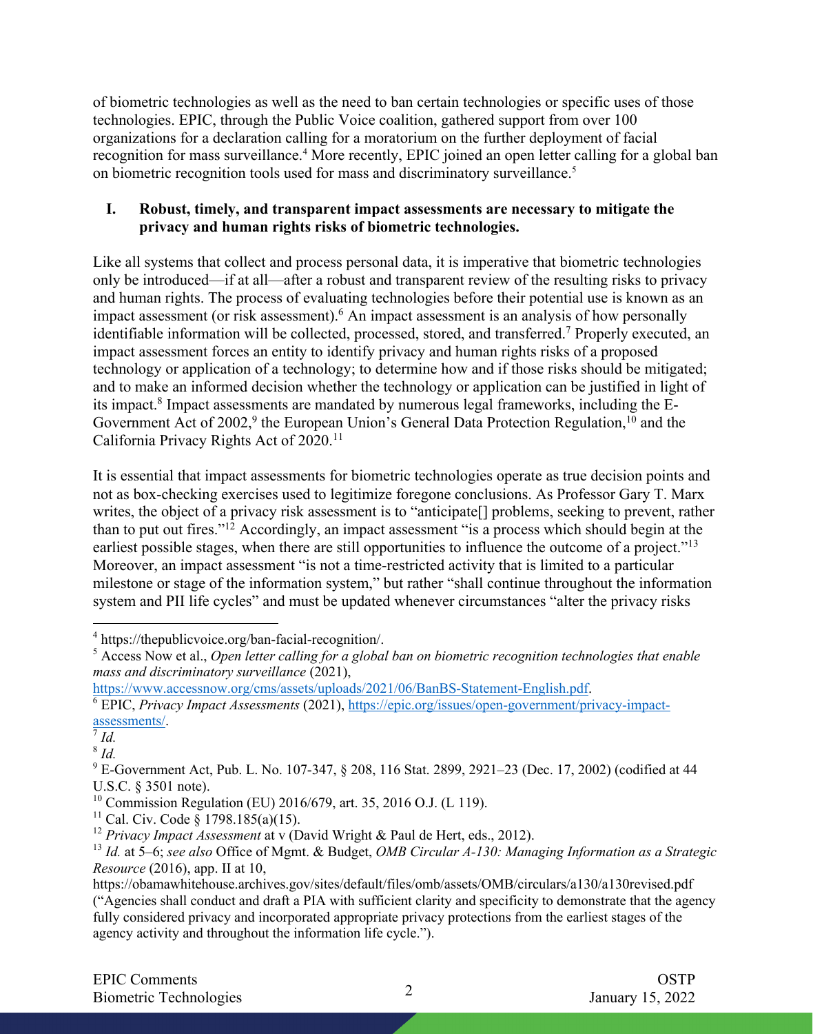of biometric technologies as well as the need to ban certain technologies or specific uses of those technologies. EPIC, through the Public Voice coalition, gathered support from over 100 organizations for a declaration calling for a moratorium on the further deployment of facial recognition for mass surveillance.[4] More recently, EPIC joined an open letter calling for a global ban on biometric recognition tools used for mass and discriminatory surveillance.[5]

## I. Robust, timely, and transparent impact assessments are necessary to mitigate the privacy and human rights risks of biometric technologies.

Like all systems that collect and process personal data, it is imperative that biometric technologies only be introduced—if at all—after a robust and transparent review of the resulting risks to privacy and human rights. The process of evaluating technologies before their potential use is known as an impact assessment (or risk assessment).[6] An impact assessment is an analysis of how personally identifiable information will be collected, processed, stored, and transferred.[7] Properly executed, an impact assessment forces an entity to identify privacy and human rights risks of a proposed technology or application of a technology; to determine how and if those risks should be mitigated; and to make an informed decision whether the technology or application can be justified in light of its impact.[8] Impact assessments are mandated by numerous legal frameworks, including the E-Government Act of 2002,[9] the European Union's General Data Protection Regulation,[10] and the California Privacy Rights Act of 2020.[11]

It is essential that impact assessments for biometric technologies operate as true decision points and not as box-checking exercises used to legitimize foregone conclusions. As Professor Gary T. Marx writes, the object of a privacy risk assessment is to "anticipate[] problems, seeking to prevent, rather than to put out fires."[12] Accordingly, an impact assessment "is a process which should begin at the earliest possible stages, when there are still opportunities to influence the outcome of a project."[13] Moreover, an impact assessment "is not a time-restricted activity that is limited to a particular milestone or stage of the information system," but rather "shall continue throughout the information system and PII life cycles" and must be updated whenever circumstances "alter the privacy risks

---

[4] https://thepublicvoice.org/ban-facial-recognition/.

[5] Access Now et al., *Open letter calling for a global ban on biometric recognition technologies that enable mass and discriminatory surveillance* (2021), https://www.accessnow.org/cms/assets/uploads/2021/06/BanBS-Statement-English.pdf.

[6] EPIC, *Privacy Impact Assessments* (2021), https://epic.org/issues/open-government/privacy-impact-assessments/.

[7] *Id.*

[8] *Id.*

[9] E-Government Act, Pub. L. No. 107-347, § 208, 116 Stat. 2899, 2921–23 (Dec. 17, 2002) (codified at 44 U.S.C. § 3501 note).

[10] Commission Regulation (EU) 2016/679, art. 35, 2016 O.J. (L 119).

[11] Cal. Civ. Code § 1798.185(a)(15).

[12] *Privacy Impact Assessment* at v (David Wright & Paul de Hert, eds., 2012).

[13] *Id.* at 5–6; *see also* Office of Mgmt. & Budget, *OMB Circular A-130: Managing Information as a Strategic Resource* (2016), app. II at 10, https://obamawhitehouse.archives.gov/sites/default/files/omb/assets/OMB/circulars/a130/a130revised.pdf ("Agencies shall conduct and draft a PIA with sufficient clarity and specificity to demonstrate that the agency fully considered privacy and incorporated appropriate privacy protections from the earliest stages of the agency activity and throughout the information life cycle.").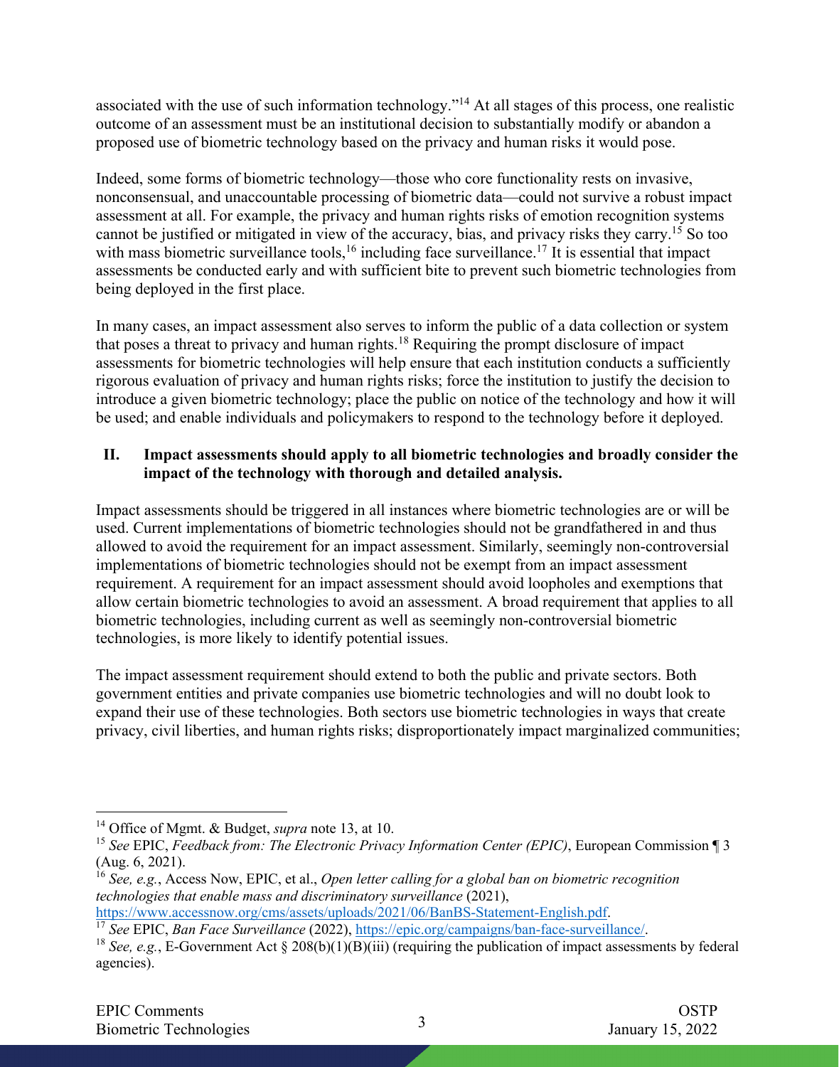associated with the use of such information technology."[14] At all stages of this process, one realistic outcome of an assessment must be an institutional decision to substantially modify or abandon a proposed use of biometric technology based on the privacy and human risks it would pose.

Indeed, some forms of biometric technology—those who core functionality rests on invasive, nonconsensual, and unaccountable processing of biometric data—could not survive a robust impact assessment at all. For example, the privacy and human rights risks of emotion recognition systems cannot be justified or mitigated in view of the accuracy, bias, and privacy risks they carry.[15] So too with mass biometric surveillance tools,[16] including face surveillance.[17] It is essential that impact assessments be conducted early and with sufficient bite to prevent such biometric technologies from being deployed in the first place.

In many cases, an impact assessment also serves to inform the public of a data collection or system that poses a threat to privacy and human rights.[18] Requiring the prompt disclosure of impact assessments for biometric technologies will help ensure that each institution conducts a sufficiently rigorous evaluation of privacy and human rights risks; force the institution to justify the decision to introduce a given biometric technology; place the public on notice of the technology and how it will be used; and enable individuals and policymakers to respond to the technology before it deployed.

## II. Impact assessments should apply to all biometric technologies and broadly consider the impact of the technology with thorough and detailed analysis.

Impact assessments should be triggered in all instances where biometric technologies are or will be used. Current implementations of biometric technologies should not be grandfathered in and thus allowed to avoid the requirement for an impact assessment. Similarly, seemingly non-controversial implementations of biometric technologies should not be exempt from an impact assessment requirement. A requirement for an impact assessment should avoid loopholes and exemptions that allow certain biometric technologies to avoid an assessment. A broad requirement that applies to all biometric technologies, including current as well as seemingly non-controversial biometric technologies, is more likely to identify potential issues.

The impact assessment requirement should extend to both the public and private sectors. Both government entities and private companies use biometric technologies and will no doubt look to expand their use of these technologies. Both sectors use biometric technologies in ways that create privacy, civil liberties, and human rights risks; disproportionately impact marginalized communities;

---

[14] Office of Mgmt. & Budget, *supra* note 13, at 10.

[15] *See* EPIC, *Feedback from: The Electronic Privacy Information Center (EPIC)*, European Commission ¶ 3 (Aug. 6, 2021).

[16] *See, e.g.*, Access Now, EPIC, et al., *Open letter calling for a global ban on biometric recognition technologies that enable mass and discriminatory surveillance* (2021), https://www.accessnow.org/cms/assets/uploads/2021/06/BanBS-Statement-English.pdf.

[17] *See* EPIC, *Ban Face Surveillance* (2022), https://epic.org/campaigns/ban-face-surveillance/.

[18] *See, e.g.*, E-Government Act § 208(b)(1)(B)(iii) (requiring the publication of impact assessments by federal agencies).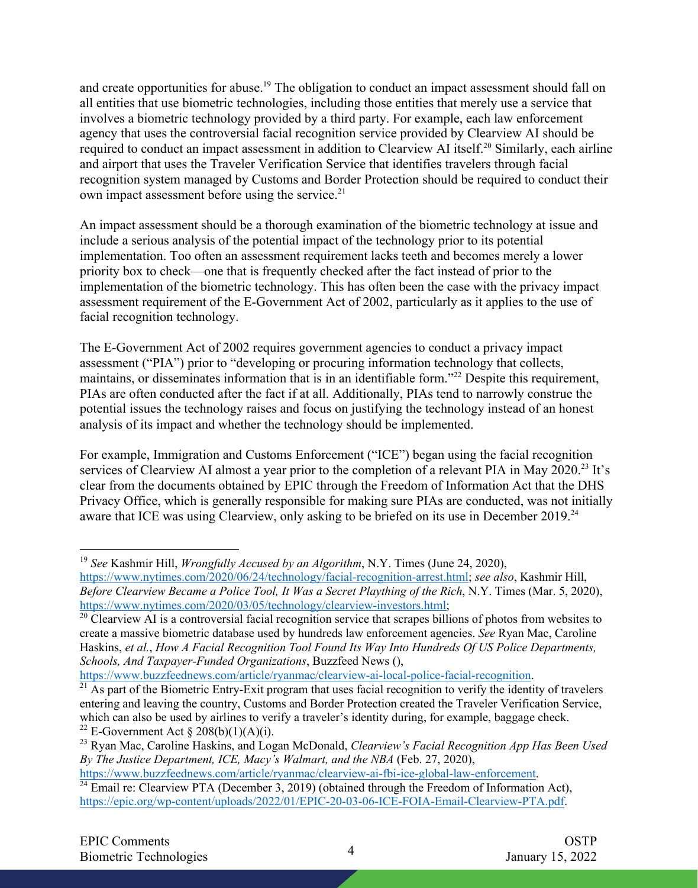and create opportunities for abuse.[19] The obligation to conduct an impact assessment should fall on all entities that use biometric technologies, including those entities that merely use a service that involves a biometric technology provided by a third party. For example, each law enforcement agency that uses the controversial facial recognition service provided by Clearview AI should be required to conduct an impact assessment in addition to Clearview AI itself.[20] Similarly, each airline and airport that uses the Traveler Verification Service that identifies travelers through facial recognition system managed by Customs and Border Protection should be required to conduct their own impact assessment before using the service.[21]

An impact assessment should be a thorough examination of the biometric technology at issue and include a serious analysis of the potential impact of the technology prior to its potential implementation. Too often an assessment requirement lacks teeth and becomes merely a lower priority box to check—one that is frequently checked after the fact instead of prior to the implementation of the biometric technology. This has often been the case with the privacy impact assessment requirement of the E-Government Act of 2002, particularly as it applies to the use of facial recognition technology.

The E-Government Act of 2002 requires government agencies to conduct a privacy impact assessment ("PIA") prior to "developing or procuring information technology that collects, maintains, or disseminates information that is in an identifiable form."[22] Despite this requirement, PIAs are often conducted after the fact if at all. Additionally, PIAs tend to narrowly construe the potential issues the technology raises and focus on justifying the technology instead of an honest analysis of its impact and whether the technology should be implemented.

For example, Immigration and Customs Enforcement ("ICE") began using the facial recognition services of Clearview AI almost a year prior to the completion of a relevant PIA in May 2020.[23] It's clear from the documents obtained by EPIC through the Freedom of Information Act that the DHS Privacy Office, which is generally responsible for making sure PIAs are conducted, was not initially aware that ICE was using Clearview, only asking to be briefed on its use in December 2019.[24]

---

[19] *See* Kashmir Hill, *Wrongfully Accused by an Algorithm*, N.Y. Times (June 24, 2020), https://www.nytimes.com/2020/06/24/technology/facial-recognition-arrest.html; *see also*, Kashmir Hill, *Before Clearview Became a Police Tool, It Was a Secret Plaything of the Rich*, N.Y. Times (Mar. 5, 2020), https://www.nytimes.com/2020/03/05/technology/clearview-investors.html;

[20] Clearview AI is a controversial facial recognition service that scrapes billions of photos from websites to create a massive biometric database used by hundreds law enforcement agencies. *See* Ryan Mac, Caroline Haskins, *et al.*, *How A Facial Recognition Tool Found Its Way Into Hundreds Of US Police Departments, Schools, And Taxpayer-Funded Organizations*, Buzzfeed News (), https://www.buzzfeednews.com/article/ryanmac/clearview-ai-local-police-facial-recognition.

[21] As part of the Biometric Entry-Exit program that uses facial recognition to verify the identity of travelers entering and leaving the country, Customs and Border Protection created the Traveler Verification Service, which can also be used by airlines to verify a traveler's identity during, for example, baggage check.

[22] E-Government Act § 208(b)(1)(A)(i).

[23] Ryan Mac, Caroline Haskins, and Logan McDonald, *Clearview's Facial Recognition App Has Been Used By The Justice Department, ICE, Macy's Walmart, and the NBA* (Feb. 27, 2020), https://www.buzzfeednews.com/article/ryanmac/clearview-ai-fbi-ice-global-law-enforcement.

[24] Email re: Clearview PTA (December 3, 2019) (obtained through the Freedom of Information Act), https://epic.org/wp-content/uploads/2022/01/EPIC-20-03-06-ICE-FOIA-Email-Clearview-PTA.pdf.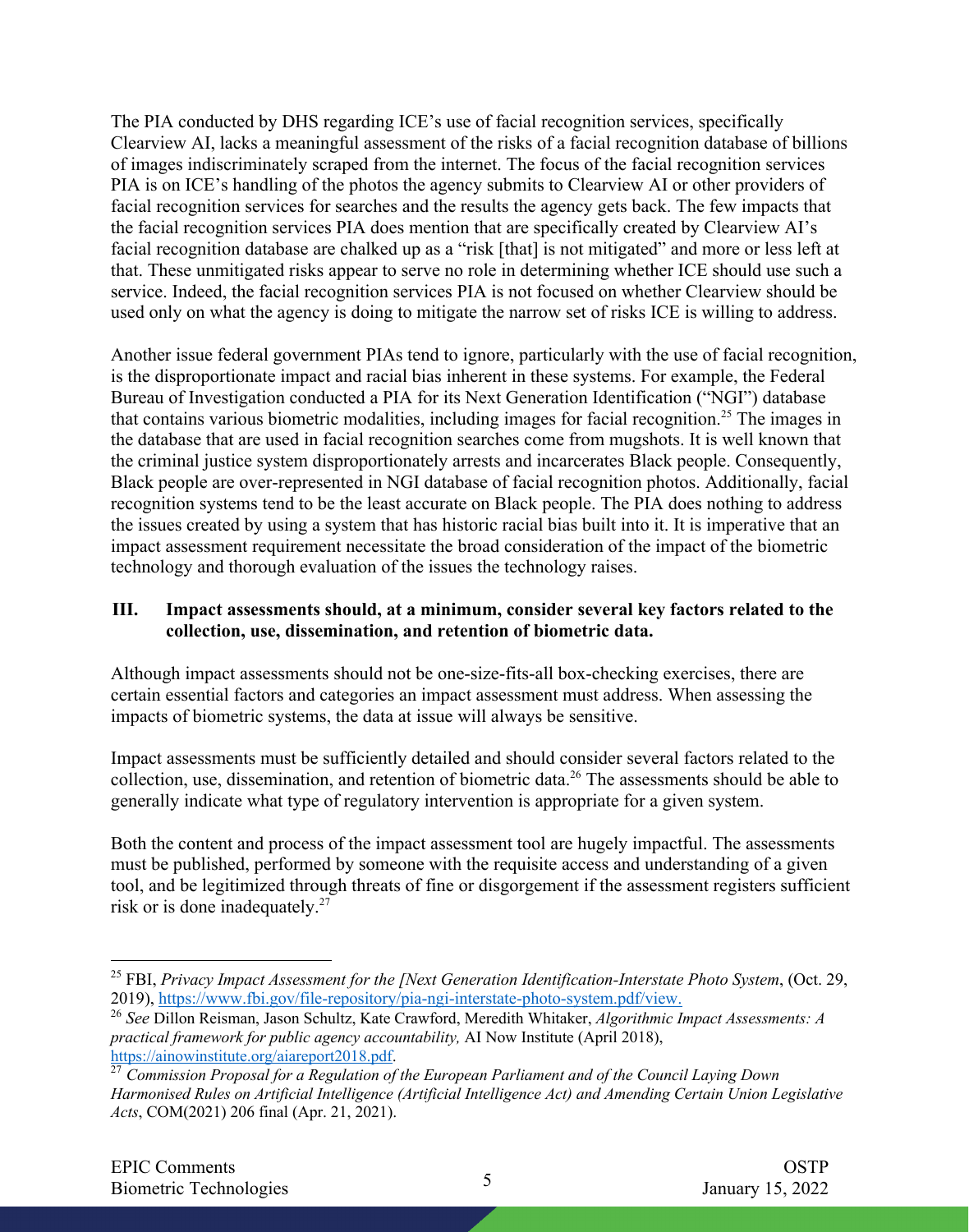The PIA conducted by DHS regarding ICE's use of facial recognition services, specifically Clearview AI, lacks a meaningful assessment of the risks of a facial recognition database of billions of images indiscriminately scraped from the internet. The focus of the facial recognition services PIA is on ICE's handling of the photos the agency submits to Clearview AI or other providers of facial recognition services for searches and the results the agency gets back. The few impacts that the facial recognition services PIA does mention that are specifically created by Clearview AI's facial recognition database are chalked up as a "risk [that] is not mitigated" and more or less left at that. These unmitigated risks appear to serve no role in determining whether ICE should use such a service. Indeed, the facial recognition services PIA is not focused on whether Clearview should be used only on what the agency is doing to mitigate the narrow set of risks ICE is willing to address.

Another issue federal government PIAs tend to ignore, particularly with the use of facial recognition, is the disproportionate impact and racial bias inherent in these systems. For example, the Federal Bureau of Investigation conducted a PIA for its Next Generation Identification ("NGI") database that contains various biometric modalities, including images for facial recognition.[25] The images in the database that are used in facial recognition searches come from mugshots. It is well known that the criminal justice system disproportionately arrests and incarcerates Black people. Consequently, Black people are over-represented in NGI database of facial recognition photos. Additionally, facial recognition systems tend to be the least accurate on Black people. The PIA does nothing to address the issues created by using a system that has historic racial bias built into it. It is imperative that an impact assessment requirement necessitate the broad consideration of the impact of the biometric technology and thorough evaluation of the issues the technology raises.

## III. Impact assessments should, at a minimum, consider several key factors related to the collection, use, dissemination, and retention of biometric data.

Although impact assessments should not be one-size-fits-all box-checking exercises, there are certain essential factors and categories an impact assessment must address. When assessing the impacts of biometric systems, the data at issue will always be sensitive.

Impact assessments must be sufficiently detailed and should consider several factors related to the collection, use, dissemination, and retention of biometric data.[26] The assessments should be able to generally indicate what type of regulatory intervention is appropriate for a given system.

Both the content and process of the impact assessment tool are hugely impactful. The assessments must be published, performed by someone with the requisite access and understanding of a given tool, and be legitimized through threats of fine or disgorgement if the assessment registers sufficient risk or is done inadequately.[27]

---

[25] FBI, *Privacy Impact Assessment for the [Next Generation Identification-Interstate Photo System*, (Oct. 29, 2019), https://www.fbi.gov/file-repository/pia-ngi-interstate-photo-system.pdf/view.

[26] *See* Dillon Reisman, Jason Schultz, Kate Crawford, Meredith Whitaker, *Algorithmic Impact Assessments: A practical framework for public agency accountability,* AI Now Institute (April 2018), https://ainowinstitute.org/aiareport2018.pdf.

[27] *Commission Proposal for a Regulation of the European Parliament and of the Council Laying Down Harmonised Rules on Artificial Intelligence (Artificial Intelligence Act) and Amending Certain Union Legislative Acts*, COM(2021) 206 final (Apr. 21, 2021).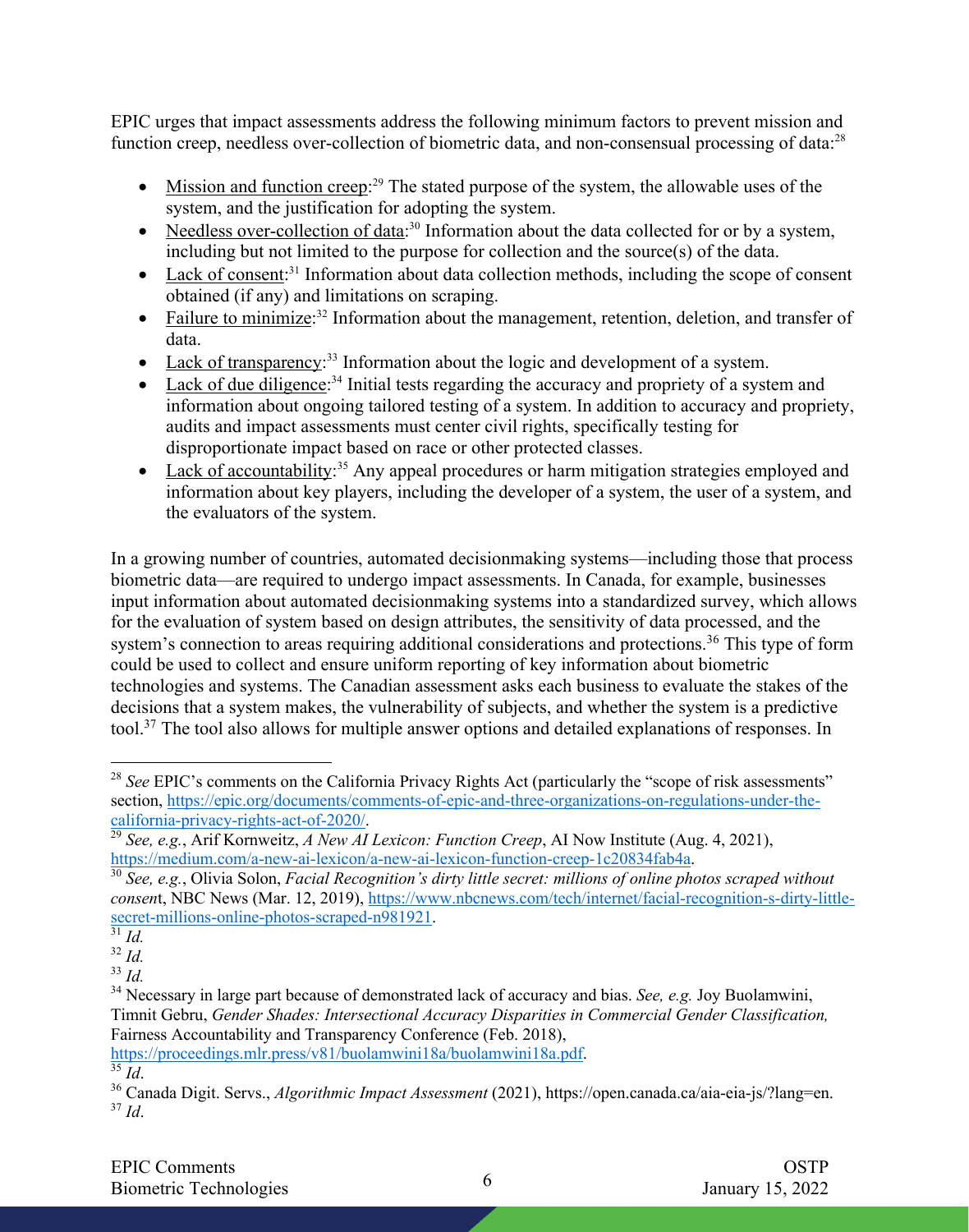EPIC urges that impact assessments address the following minimum factors to prevent mission and function creep, needless over-collection of biometric data, and non-consensual processing of data:[28]

- Mission and function creep:[29] The stated purpose of the system, the allowable uses of the system, and the justification for adopting the system.
- Needless over-collection of data:[30] Information about the data collected for or by a system, including but not limited to the purpose for collection and the source(s) of the data.
- Lack of consent:[31] Information about data collection methods, including the scope of consent obtained (if any) and limitations on scraping.
- Failure to minimize:[32] Information about the management, retention, deletion, and transfer of data.
- Lack of transparency:[33] Information about the logic and development of a system.
- Lack of due diligence:[34] Initial tests regarding the accuracy and propriety of a system and information about ongoing tailored testing of a system. In addition to accuracy and propriety, audits and impact assessments must center civil rights, specifically testing for disproportionate impact based on race or other protected classes.
- Lack of accountability:[35] Any appeal procedures or harm mitigation strategies employed and information about key players, including the developer of a system, the user of a system, and the evaluators of the system.

In a growing number of countries, automated decisionmaking systems—including those that process biometric data—are required to undergo impact assessments. In Canada, for example, businesses input information about automated decisionmaking systems into a standardized survey, which allows for the evaluation of system based on design attributes, the sensitivity of data processed, and the system's connection to areas requiring additional considerations and protections.[36] This type of form could be used to collect and ensure uniform reporting of key information about biometric technologies and systems. The Canadian assessment asks each business to evaluate the stakes of the decisions that a system makes, the vulnerability of subjects, and whether the system is a predictive tool.[37] The tool also allows for multiple answer options and detailed explanations of responses. In

---

[28] *See* EPIC's comments on the California Privacy Rights Act (particularly the "scope of risk assessments" section, https://epic.org/documents/comments-of-epic-and-three-organizations-on-regulations-under-the-california-privacy-rights-act-of-2020/.

[29] *See, e.g.*, Arif Kornweitz, *A New AI Lexicon: Function Creep*, AI Now Institute (Aug. 4, 2021), https://medium.com/a-new-ai-lexicon/a-new-ai-lexicon-function-creep-1c20834fab4a.

[30] *See, e.g.*, Olivia Solon, *Facial Recognition's dirty little secret: millions of online photos scraped without consent*, NBC News (Mar. 12, 2019), https://www.nbcnews.com/tech/internet/facial-recognition-s-dirty-little-secret-millions-online-photos-scraped-n981921.

[31] *Id.*

[32] *Id.*

[33] *Id.*

[34] Necessary in large part because of demonstrated lack of accuracy and bias. *See, e.g.* Joy Buolamwini, Timnit Gebru, *Gender Shades: Intersectional Accuracy Disparities in Commercial Gender Classification,* Fairness Accountability and Transparency Conference (Feb. 2018), https://proceedings.mlr.press/v81/buolamwini18a/buolamwini18a.pdf.

[35] *Id*.

[36] Canada Digit. Servs., *Algorithmic Impact Assessment* (2021), https://open.canada.ca/aia-eia-js/?lang=en.

[37] *Id*.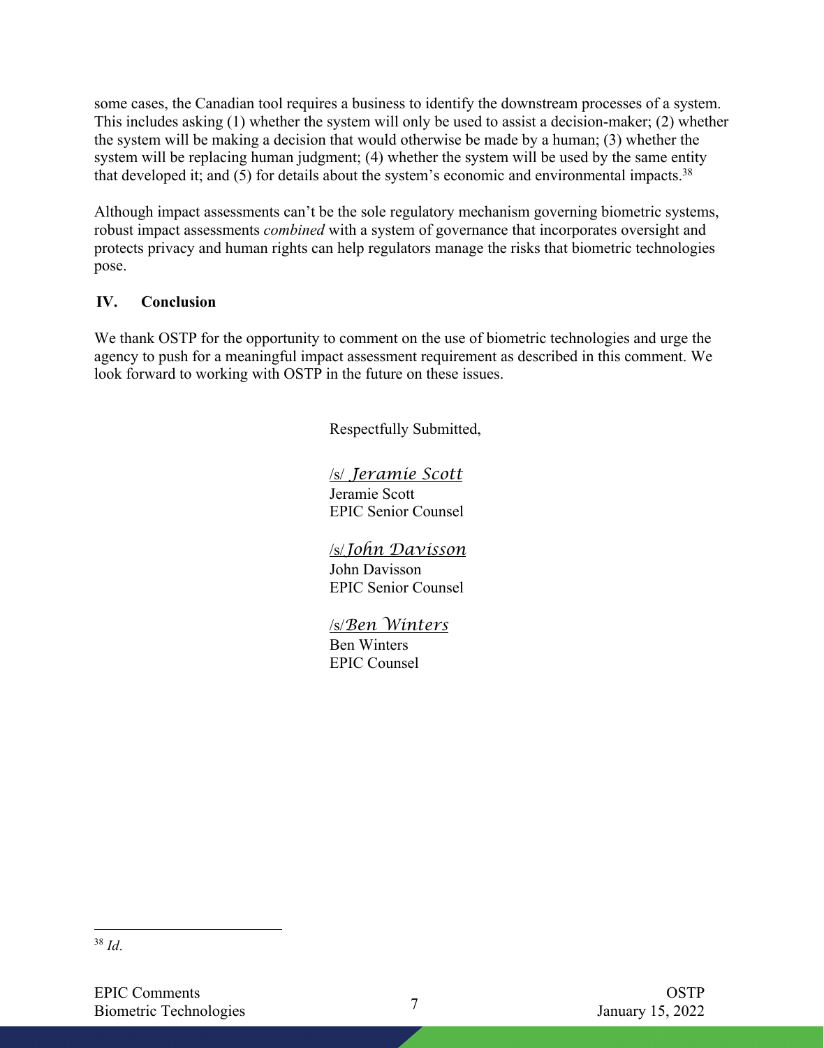some cases, the Canadian tool requires a business to identify the downstream processes of a system. This includes asking (1) whether the system will only be used to assist a decision-maker; (2) whether the system will be making a decision that would otherwise be made by a human; (3) whether the system will be replacing human judgment; (4) whether the system will be used by the same entity that developed it; and (5) for details about the system's economic and environmental impacts.[38]

Although impact assessments can't be the sole regulatory mechanism governing biometric systems, robust impact assessments *combined* with a system of governance that incorporates oversight and protects privacy and human rights can help regulators manage the risks that biometric technologies pose.

## IV. Conclusion

We thank OSTP for the opportunity to comment on the use of biometric technologies and urge the agency to push for a meaningful impact assessment requirement as described in this comment. We look forward to working with OSTP in the future on these issues.

Respectfully Submitted,

/s/ *Jeramie Scott*
Jeramie Scott
EPIC Senior Counsel

/s/ *John Davisson*
John Davisson
EPIC Senior Counsel

/s/ *Ben Winters*
Ben Winters
EPIC Counsel

---

[38] *Id*.